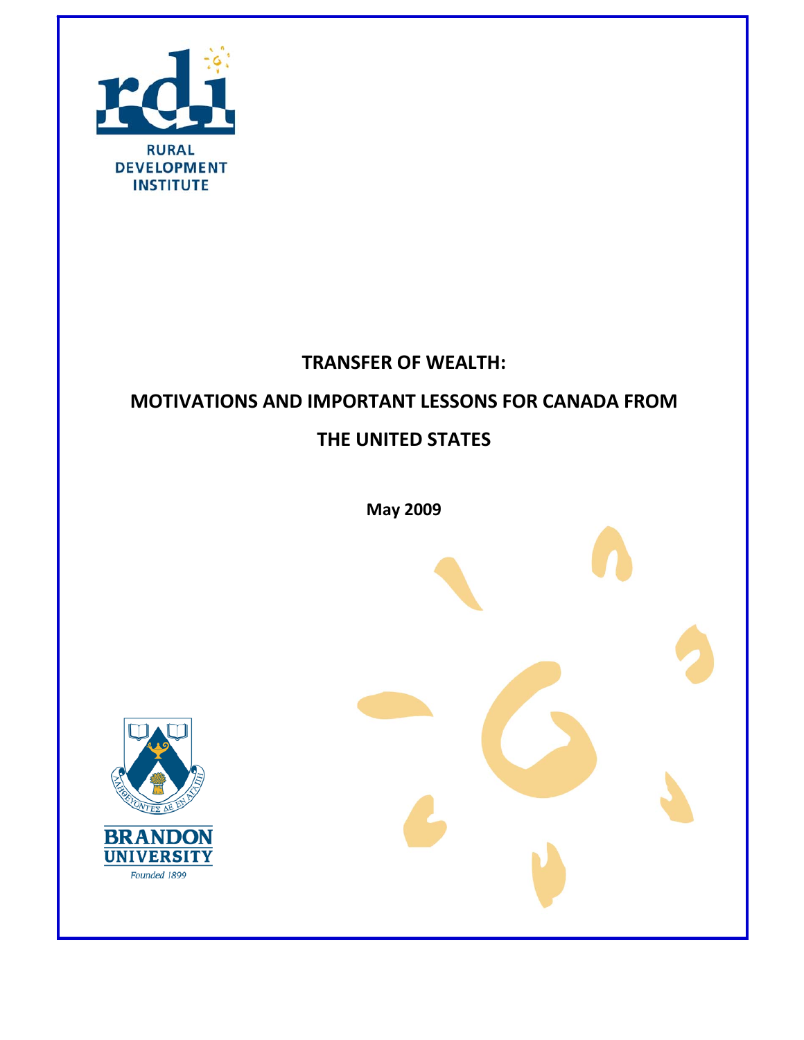RURAL DEVELOPMENT INSTITUTE

# TRANSFER OF WEALTH:

# MOTIVATIONS AND IMPORTANT LESSONS FOR CANADA FROM THE UNITED STATES

**May 2009**

BRANDON UNIVERSITY

*Founded 1899*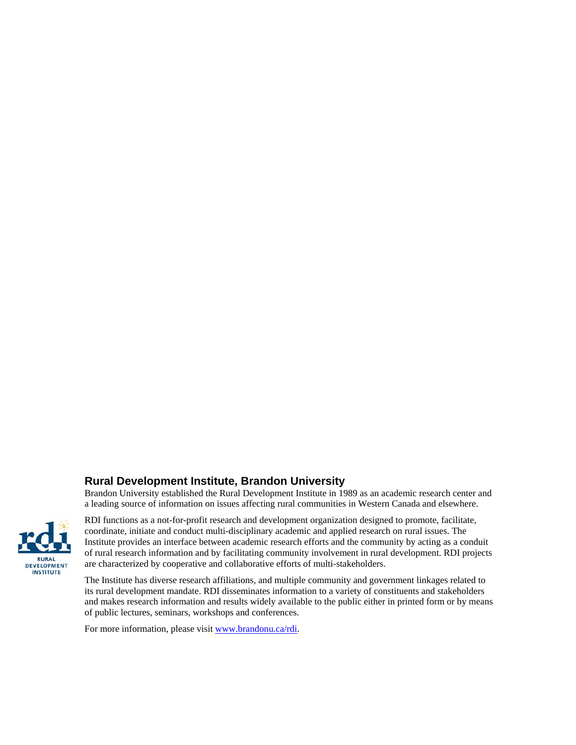## Rural Development Institute, Brandon University

Brandon University established the Rural Development Institute in 1989 as an academic research center and a leading source of information on issues affecting rural communities in Western Canada and elsewhere.

RDI functions as a not-for-profit research and development organization designed to promote, facilitate, coordinate, initiate and conduct multi-disciplinary academic and applied research on rural issues. The Institute provides an interface between academic research efforts and the community by acting as a conduit of rural research information and by facilitating community involvement in rural development. RDI projects are characterized by cooperative and collaborative efforts of multi-stakeholders.

The Institute has diverse research affiliations, and multiple community and government linkages related to its rural development mandate. RDI disseminates information to a variety of constituents and stakeholders and makes research information and results widely available to the public either in printed form or by means of public lectures, seminars, workshops and conferences.

For more information, please visit [www.brandonu.ca/rdi](http://www.brandonu.ca/rdi).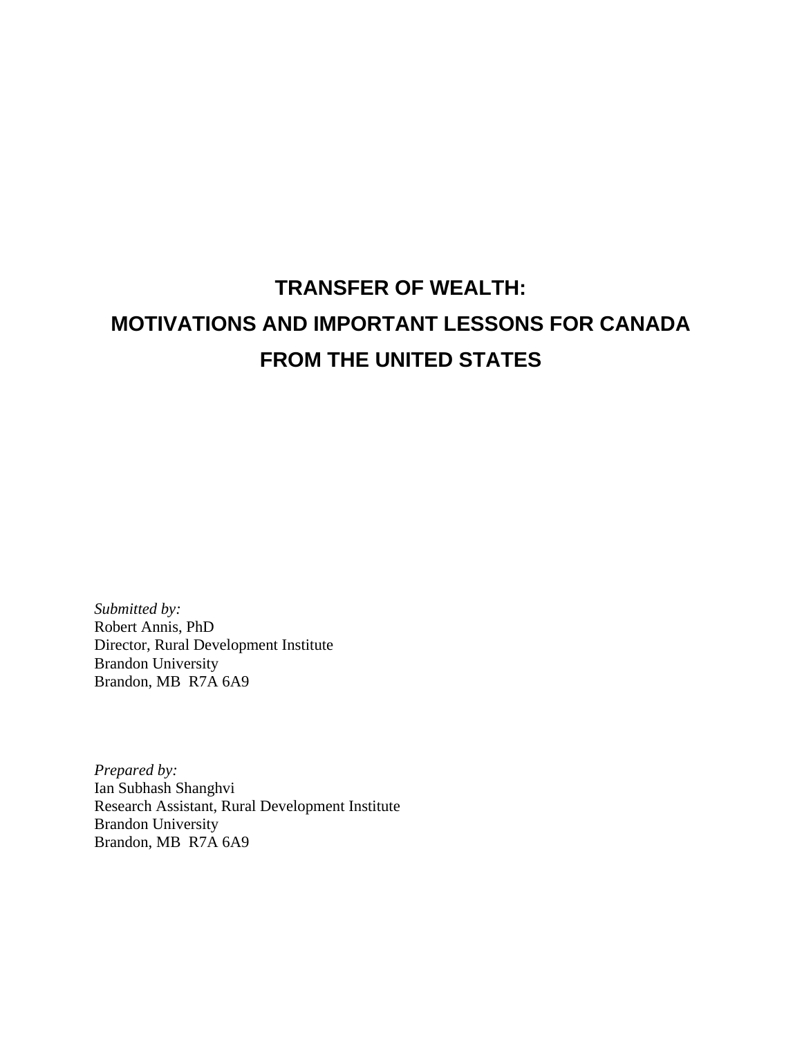# TRANSFER OF WEALTH:
# MOTIVATIONS AND IMPORTANT LESSONS FOR CANADA FROM THE UNITED STATES

*Submitted by:*
Robert Annis, PhD
Director, Rural Development Institute
Brandon University
Brandon, MB  R7A 6A9

*Prepared by:*
Ian Subhash Shanghvi
Research Assistant, Rural Development Institute
Brandon University
Brandon, MB  R7A 6A9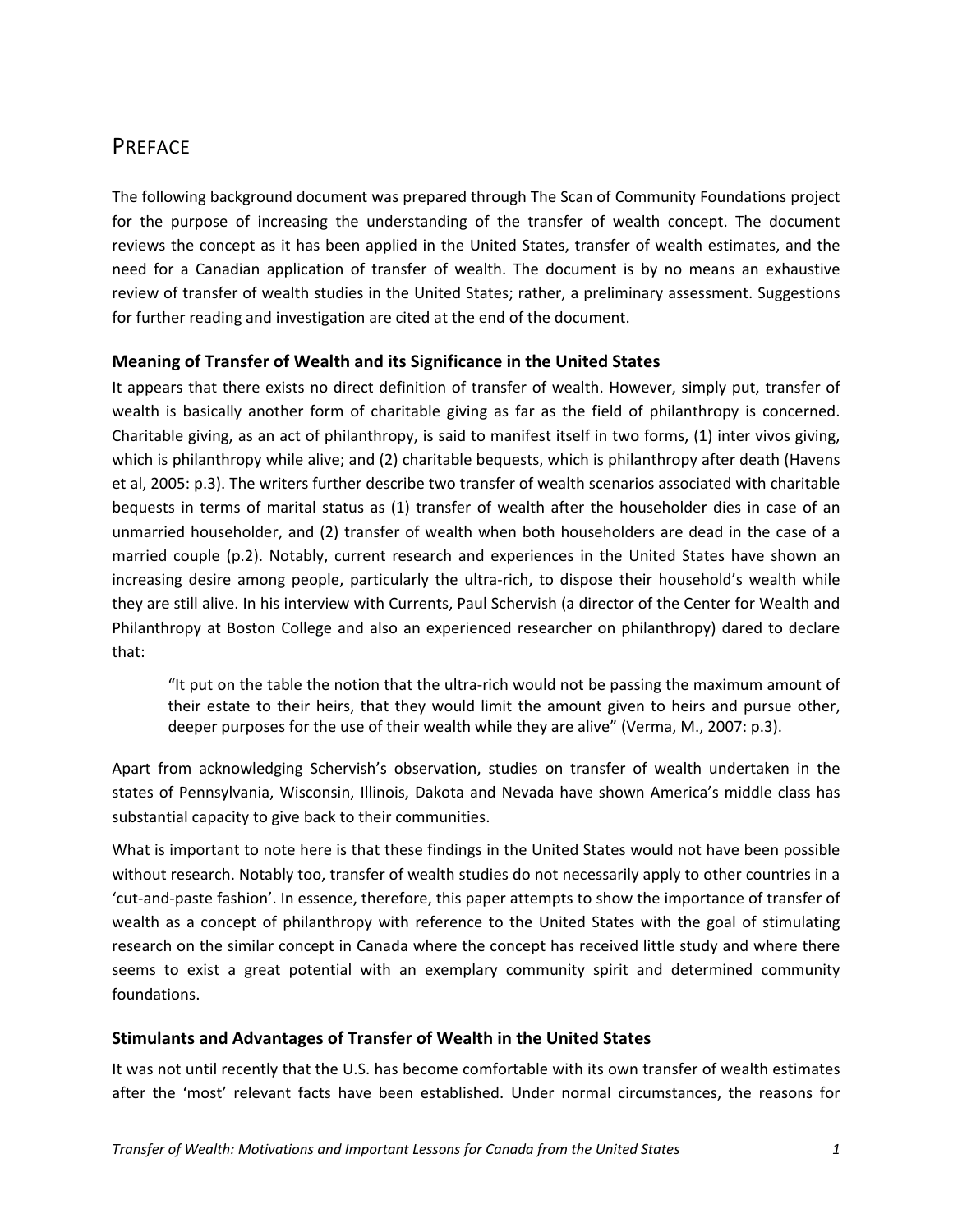## Preface

The following background document was prepared through The Scan of Community Foundations project for the purpose of increasing the understanding of the transfer of wealth concept. The document reviews the concept as it has been applied in the United States, transfer of wealth estimates, and the need for a Canadian application of transfer of wealth. The document is by no means an exhaustive review of transfer of wealth studies in the United States; rather, a preliminary assessment. Suggestions for further reading and investigation are cited at the end of the document.

### Meaning of Transfer of Wealth and its Significance in the United States

It appears that there exists no direct definition of transfer of wealth. However, simply put, transfer of wealth is basically another form of charitable giving as far as the field of philanthropy is concerned. Charitable giving, as an act of philanthropy, is said to manifest itself in two forms, (1) inter vivos giving, which is philanthropy while alive; and (2) charitable bequests, which is philanthropy after death (Havens et al, 2005: p.3). The writers further describe two transfer of wealth scenarios associated with charitable bequests in terms of marital status as (1) transfer of wealth after the householder dies in case of an unmarried householder, and (2) transfer of wealth when both householders are dead in the case of a married couple (p.2). Notably, current research and experiences in the United States have shown an increasing desire among people, particularly the ultra-rich, to dispose their household's wealth while they are still alive. In his interview with Currents, Paul Schervish (a director of the Center for Wealth and Philanthropy at Boston College and also an experienced researcher on philanthropy) dared to declare that:

> "It put on the table the notion that the ultra-rich would not be passing the maximum amount of their estate to their heirs, that they would limit the amount given to heirs and pursue other, deeper purposes for the use of their wealth while they are alive" (Verma, M., 2007: p.3).

Apart from acknowledging Schervish's observation, studies on transfer of wealth undertaken in the states of Pennsylvania, Wisconsin, Illinois, Dakota and Nevada have shown America's middle class has substantial capacity to give back to their communities.

What is important to note here is that these findings in the United States would not have been possible without research. Notably too, transfer of wealth studies do not necessarily apply to other countries in a 'cut-and-paste fashion'. In essence, therefore, this paper attempts to show the importance of transfer of wealth as a concept of philanthropy with reference to the United States with the goal of stimulating research on the similar concept in Canada where the concept has received little study and where there seems to exist a great potential with an exemplary community spirit and determined community foundations.

### Stimulants and Advantages of Transfer of Wealth in the United States

It was not until recently that the U.S. has become comfortable with its own transfer of wealth estimates after the 'most' relevant facts have been established. Under normal circumstances, the reasons for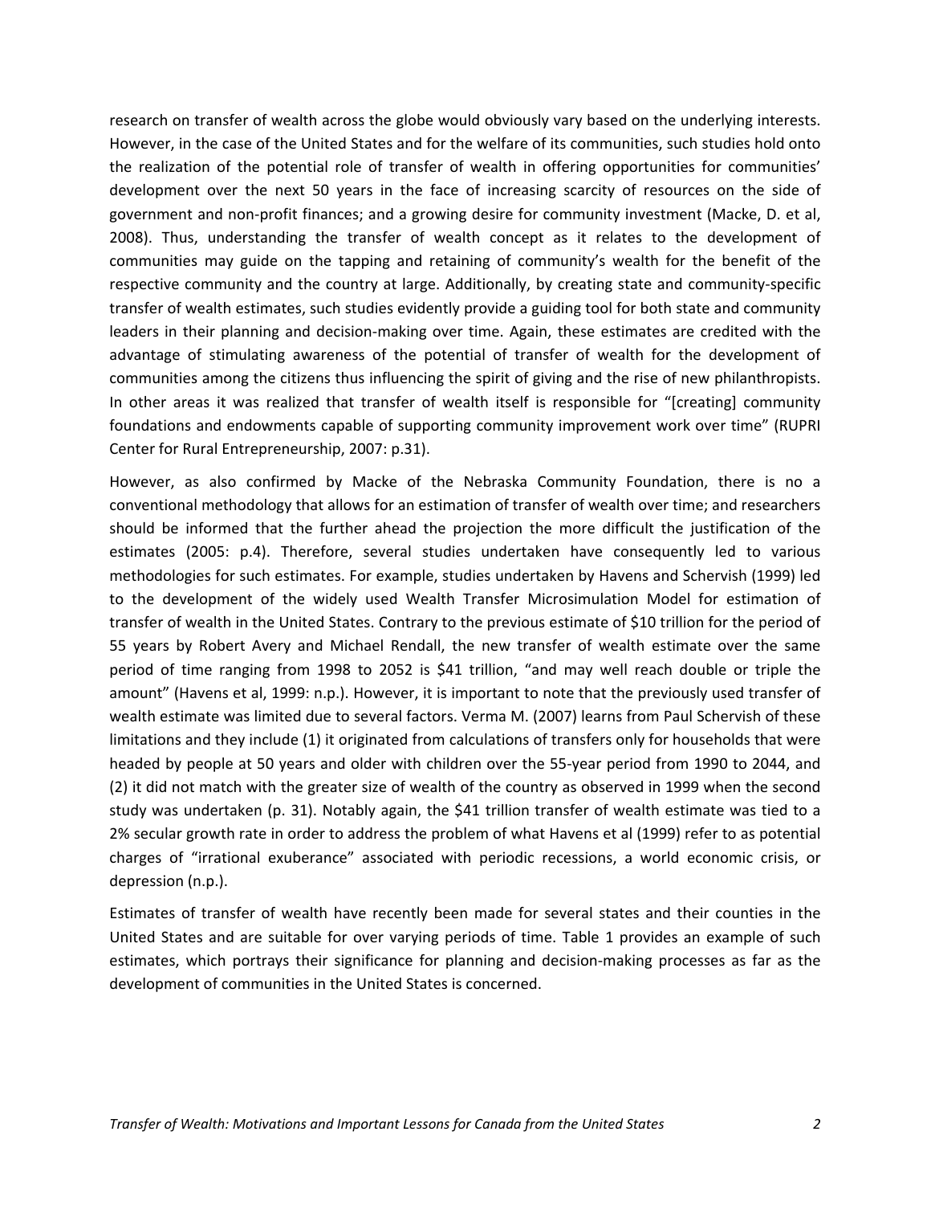research on transfer of wealth across the globe would obviously vary based on the underlying interests. However, in the case of the United States and for the welfare of its communities, such studies hold onto the realization of the potential role of transfer of wealth in offering opportunities for communities' development over the next 50 years in the face of increasing scarcity of resources on the side of government and non-profit finances; and a growing desire for community investment (Macke, D. et al, 2008). Thus, understanding the transfer of wealth concept as it relates to the development of communities may guide on the tapping and retaining of community's wealth for the benefit of the respective community and the country at large. Additionally, by creating state and community-specific transfer of wealth estimates, such studies evidently provide a guiding tool for both state and community leaders in their planning and decision-making over time. Again, these estimates are credited with the advantage of stimulating awareness of the potential of transfer of wealth for the development of communities among the citizens thus influencing the spirit of giving and the rise of new philanthropists. In other areas it was realized that transfer of wealth itself is responsible for "[creating] community foundations and endowments capable of supporting community improvement work over time" (RUPRI Center for Rural Entrepreneurship, 2007: p.31).

However, as also confirmed by Macke of the Nebraska Community Foundation, there is no a conventional methodology that allows for an estimation of transfer of wealth over time; and researchers should be informed that the further ahead the projection the more difficult the justification of the estimates (2005: p.4). Therefore, several studies undertaken have consequently led to various methodologies for such estimates. For example, studies undertaken by Havens and Schervish (1999) led to the development of the widely used Wealth Transfer Microsimulation Model for estimation of transfer of wealth in the United States. Contrary to the previous estimate of $10 trillion for the period of 55 years by Robert Avery and Michael Rendall, the new transfer of wealth estimate over the same period of time ranging from 1998 to 2052 is $41 trillion, "and may well reach double or triple the amount" (Havens et al, 1999: n.p.). However, it is important to note that the previously used transfer of wealth estimate was limited due to several factors. Verma M. (2007) learns from Paul Schervish of these limitations and they include (1) it originated from calculations of transfers only for households that were headed by people at 50 years and older with children over the 55-year period from 1990 to 2044, and (2) it did not match with the greater size of wealth of the country as observed in 1999 when the second study was undertaken (p. 31). Notably again, the $41 trillion transfer of wealth estimate was tied to a 2% secular growth rate in order to address the problem of what Havens et al (1999) refer to as potential charges of "irrational exuberance" associated with periodic recessions, a world economic crisis, or depression (n.p.).

Estimates of transfer of wealth have recently been made for several states and their counties in the United States and are suitable for over varying periods of time. Table 1 provides an example of such estimates, which portrays their significance for planning and decision-making processes as far as the development of communities in the United States is concerned.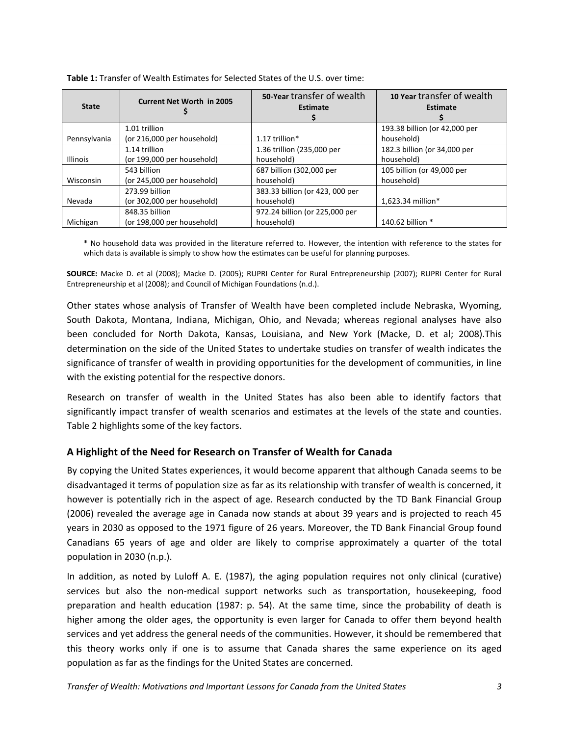**Table 1:** Transfer of Wealth Estimates for Selected States of the U.S. over time:

| State | Current Net Worth in 2005 $ | 50-Year transfer of wealth Estimate $ | 10 Year transfer of wealth Estimate $ |
|---|---|---|---|
| Pennsylvania | 1.01 trillion (or 216,000 per household) | 1.17 trillion* | 193.38 billion (or 42,000 per household) |
| Illinois | 1.14 trillion (or 199,000 per household) | 1.36 trillion (235,000 per household) | 182.3 billion (or 34,000 per household) |
| Wisconsin | 543 billion (or 245,000 per household) | 687 billion (302,000 per household) | 105 billion (or 49,000 per household) |
| Nevada | 273.99 billion (or 302,000 per household) | 383.33 billion (or 423, 000 per household) | 1,623.34 million* |
| Michigan | 848.35 billion (or 198,000 per household) | 972.24 billion (or 225,000 per household) | 140.62 billion * |

\* No household data was provided in the literature referred to. However, the intention with reference to the states for which data is available is simply to show how the estimates can be useful for planning purposes.

**SOURCE:** Macke D. et al (2008); Macke D. (2005); RUPRI Center for Rural Entrepreneurship (2007); RUPRI Center for Rural Entrepreneurship et al (2008); and Council of Michigan Foundations (n.d.).

Other states whose analysis of Transfer of Wealth have been completed include Nebraska, Wyoming, South Dakota, Montana, Indiana, Michigan, Ohio, and Nevada; whereas regional analyses have also been concluded for North Dakota, Kansas, Louisiana, and New York (Macke, D. et al; 2008).This determination on the side of the United States to undertake studies on transfer of wealth indicates the significance of transfer of wealth in providing opportunities for the development of communities, in line with the existing potential for the respective donors.

Research on transfer of wealth in the United States has also been able to identify factors that significantly impact transfer of wealth scenarios and estimates at the levels of the state and counties. Table 2 highlights some of the key factors.

## A Highlight of the Need for Research on Transfer of Wealth for Canada

By copying the United States experiences, it would become apparent that although Canada seems to be disadvantaged it terms of population size as far as its relationship with transfer of wealth is concerned, it however is potentially rich in the aspect of age. Research conducted by the TD Bank Financial Group (2006) revealed the average age in Canada now stands at about 39 years and is projected to reach 45 years in 2030 as opposed to the 1971 figure of 26 years. Moreover, the TD Bank Financial Group found Canadians 65 years of age and older are likely to comprise approximately a quarter of the total population in 2030 (n.p.).

In addition, as noted by Luloff A. E. (1987), the aging population requires not only clinical (curative) services but also the non-medical support networks such as transportation, housekeeping, food preparation and health education (1987: p. 54). At the same time, since the probability of death is higher among the older ages, the opportunity is even larger for Canada to offer them beyond health services and yet address the general needs of the communities. However, it should be remembered that this theory works only if one is to assume that Canada shares the same experience on its aged population as far as the findings for the United States are concerned.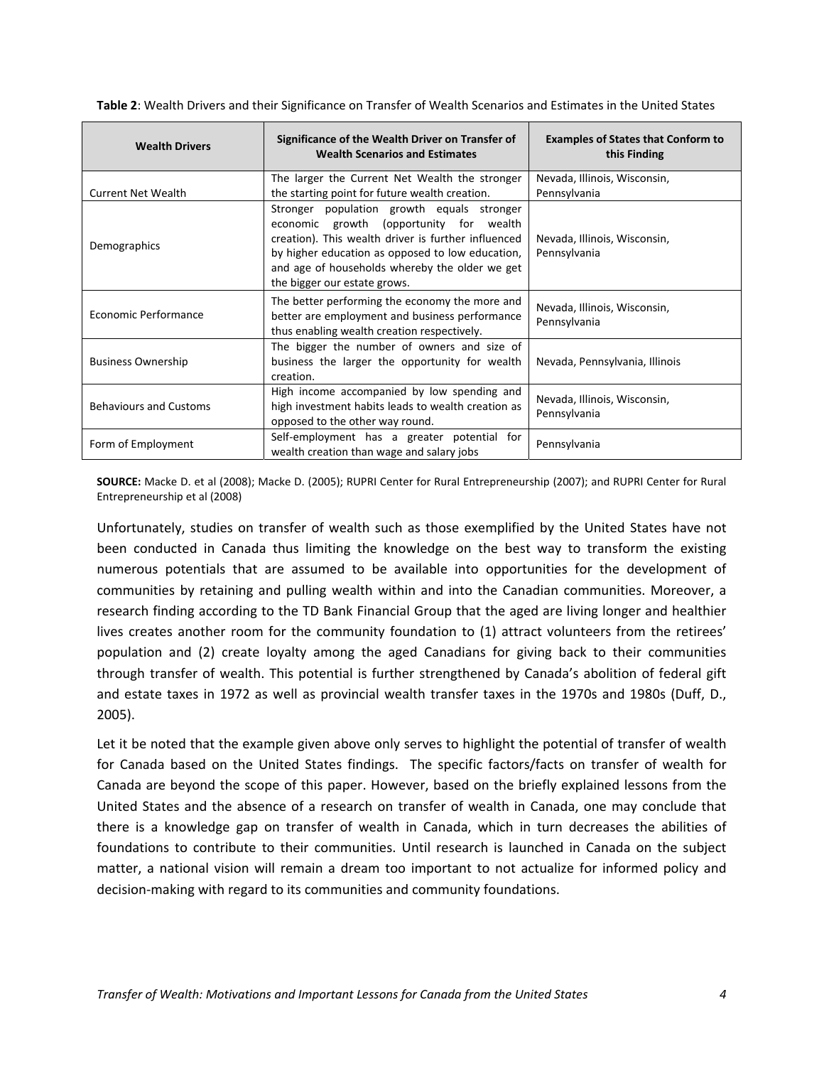**Table 2**: Wealth Drivers and their Significance on Transfer of Wealth Scenarios and Estimates in the United States

| Wealth Drivers | Significance of the Wealth Driver on Transfer of Wealth Scenarios and Estimates | Examples of States that Conform to this Finding |
|---|---|---|
| Current Net Wealth | The larger the Current Net Wealth the stronger the starting point for future wealth creation. | Nevada, Illinois, Wisconsin, Pennsylvania |
| Demographics | Stronger population growth equals stronger economic growth (opportunity for wealth creation). This wealth driver is further influenced by higher education as opposed to low education, and age of households whereby the older we get the bigger our estate grows. | Nevada, Illinois, Wisconsin, Pennsylvania |
| Economic Performance | The better performing the economy the more and better are employment and business performance thus enabling wealth creation respectively. | Nevada, Illinois, Wisconsin, Pennsylvania |
| Business Ownership | The bigger the number of owners and size of business the larger the opportunity for wealth creation. | Nevada, Pennsylvania, Illinois |
| Behaviours and Customs | High income accompanied by low spending and high investment habits leads to wealth creation as opposed to the other way round. | Nevada, Illinois, Wisconsin, Pennsylvania |
| Form of Employment | Self-employment has a greater potential for wealth creation than wage and salary jobs | Pennsylvania |

**SOURCE:** Macke D. et al (2008); Macke D. (2005); RUPRI Center for Rural Entrepreneurship (2007); and RUPRI Center for Rural Entrepreneurship et al (2008)

Unfortunately, studies on transfer of wealth such as those exemplified by the United States have not been conducted in Canada thus limiting the knowledge on the best way to transform the existing numerous potentials that are assumed to be available into opportunities for the development of communities by retaining and pulling wealth within and into the Canadian communities. Moreover, a research finding according to the TD Bank Financial Group that the aged are living longer and healthier lives creates another room for the community foundation to (1) attract volunteers from the retirees' population and (2) create loyalty among the aged Canadians for giving back to their communities through transfer of wealth. This potential is further strengthened by Canada's abolition of federal gift and estate taxes in 1972 as well as provincial wealth transfer taxes in the 1970s and 1980s (Duff, D., 2005).

Let it be noted that the example given above only serves to highlight the potential of transfer of wealth for Canada based on the United States findings. The specific factors/facts on transfer of wealth for Canada are beyond the scope of this paper. However, based on the briefly explained lessons from the United States and the absence of a research on transfer of wealth in Canada, one may conclude that there is a knowledge gap on transfer of wealth in Canada, which in turn decreases the abilities of foundations to contribute to their communities. Until research is launched in Canada on the subject matter, a national vision will remain a dream too important to not actualize for informed policy and decision-making with regard to its communities and community foundations.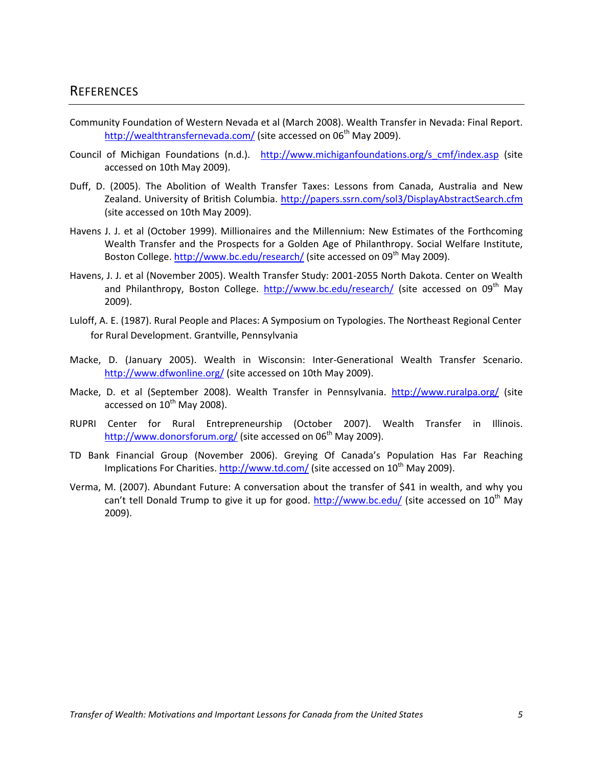## REFERENCES

Community Foundation of Western Nevada et al (March 2008). Wealth Transfer in Nevada: Final Report. http://wealthtransfernevada.com/ (site accessed on 06th May 2009).

Council of Michigan Foundations (n.d.). http://www.michiganfoundations.org/s_cmf/index.asp (site accessed on 10th May 2009).

Duff, D. (2005). The Abolition of Wealth Transfer Taxes: Lessons from Canada, Australia and New Zealand. University of British Columbia. http://papers.ssrn.com/sol3/DisplayAbstractSearch.cfm (site accessed on 10th May 2009).

Havens J. J. et al (October 1999). Millionaires and the Millennium: New Estimates of the Forthcoming Wealth Transfer and the Prospects for a Golden Age of Philanthropy. Social Welfare Institute, Boston College. http://www.bc.edu/research/ (site accessed on 09th May 2009).

Havens, J. J. et al (November 2005). Wealth Transfer Study: 2001-2055 North Dakota. Center on Wealth and Philanthropy, Boston College. http://www.bc.edu/research/ (site accessed on 09th May 2009).

Luloff, A. E. (1987). Rural People and Places: A Symposium on Typologies. The Northeast Regional Center for Rural Development. Grantville, Pennsylvania

Macke, D. (January 2005). Wealth in Wisconsin: Inter-Generational Wealth Transfer Scenario. http://www.dfwonline.org/ (site accessed on 10th May 2009).

Macke, D. et al (September 2008). Wealth Transfer in Pennsylvania. http://www.ruralpa.org/ (site accessed on 10th May 2008).

RUPRI Center for Rural Entrepreneurship (October 2007). Wealth Transfer in Illinois. http://www.donorsforum.org/ (site accessed on 06th May 2009).

TD Bank Financial Group (November 2006). Greying Of Canada's Population Has Far Reaching Implications For Charities. http://www.td.com/ (site accessed on 10th May 2009).

Verma, M. (2007). Abundant Future: A conversation about the transfer of $41 in wealth, and why you can't tell Donald Trump to give it up for good. http://www.bc.edu/ (site accessed on 10th May 2009).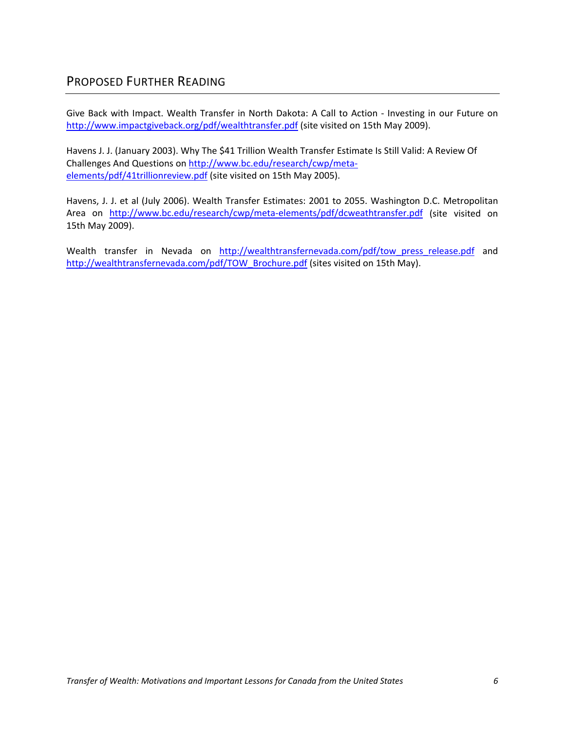## Proposed Further Reading

Give Back with Impact. Wealth Transfer in North Dakota: A Call to Action - Investing in our Future on http://www.impactgiveback.org/pdf/wealthtransfer.pdf (site visited on 15th May 2009).

Havens J. J. (January 2003). Why The $41 Trillion Wealth Transfer Estimate Is Still Valid: A Review Of Challenges And Questions on http://www.bc.edu/research/cwp/meta-elements/pdf/41trillionreview.pdf (site visited on 15th May 2005).

Havens, J. J. et al (July 2006). Wealth Transfer Estimates: 2001 to 2055. Washington D.C. Metropolitan Area on http://www.bc.edu/research/cwp/meta-elements/pdf/dcweathtransfer.pdf (site visited on 15th May 2009).

Wealth transfer in Nevada on http://wealthtransfernevada.com/pdf/tow_press_release.pdf and http://wealthtransfernevada.com/pdf/TOW_Brochure.pdf (sites visited on 15th May).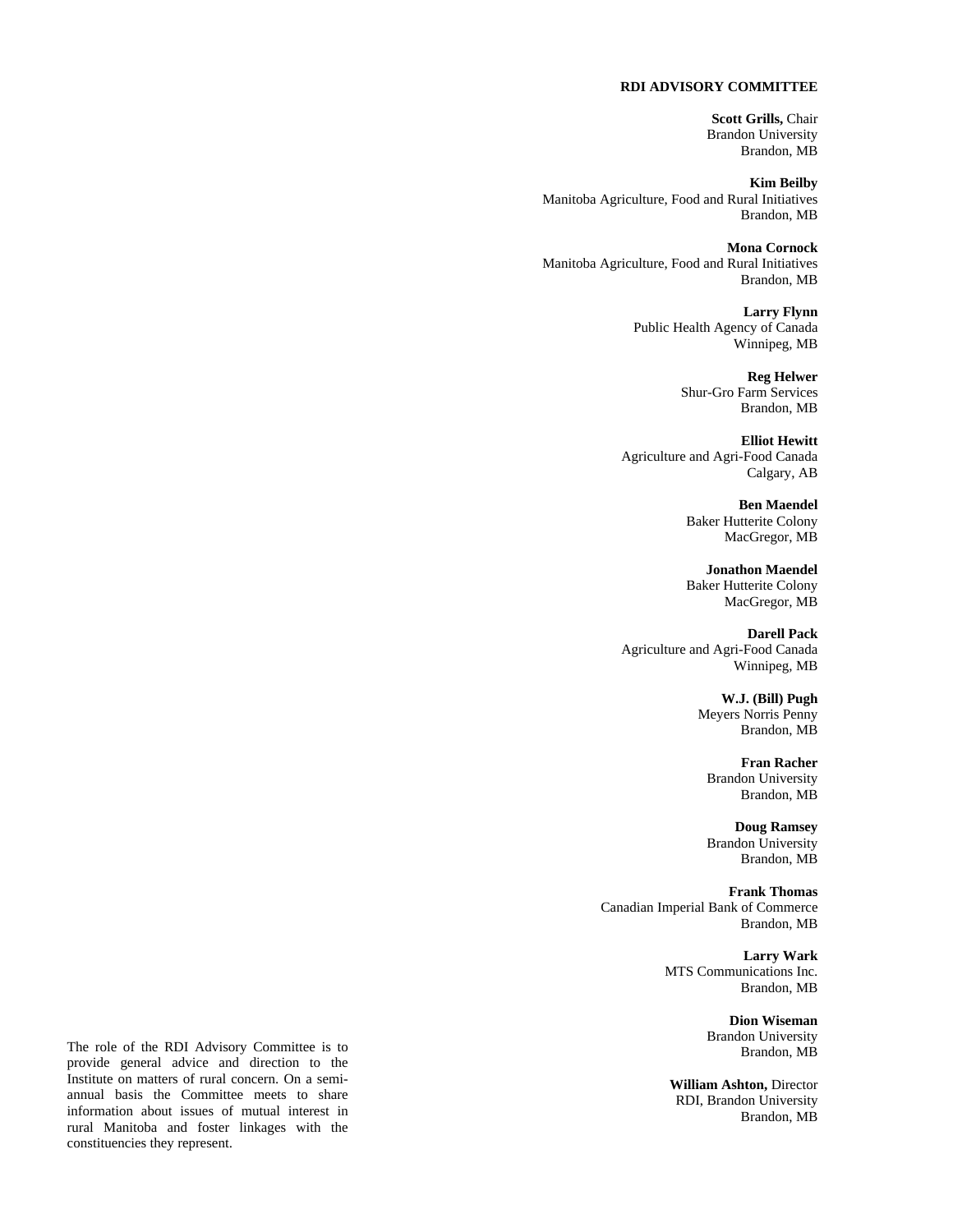## RDI ADVISORY COMMITTEE

**Scott Grills,** Chair
Brandon University
Brandon, MB

**Kim Beilby**
Manitoba Agriculture, Food and Rural Initiatives
Brandon, MB

**Mona Cornock**
Manitoba Agriculture, Food and Rural Initiatives
Brandon, MB

**Larry Flynn**
Public Health Agency of Canada
Winnipeg, MB

**Reg Helwer**
Shur-Gro Farm Services
Brandon, MB

**Elliot Hewitt**
Agriculture and Agri-Food Canada
Calgary, AB

**Ben Maendel**
Baker Hutterite Colony
MacGregor, MB

**Jonathon Maendel**
Baker Hutterite Colony
MacGregor, MB

**Darell Pack**
Agriculture and Agri-Food Canada
Winnipeg, MB

**W.J. (Bill) Pugh**
Meyers Norris Penny
Brandon, MB

**Fran Racher**
Brandon University
Brandon, MB

**Doug Ramsey**
Brandon University
Brandon, MB

**Frank Thomas**
Canadian Imperial Bank of Commerce
Brandon, MB

**Larry Wark**
MTS Communications Inc.
Brandon, MB

**Dion Wiseman**
Brandon University
Brandon, MB

**William Ashton,** Director
RDI, Brandon University
Brandon, MB

The role of the RDI Advisory Committee is to provide general advice and direction to the Institute on matters of rural concern. On a semi-annual basis the Committee meets to share information about issues of mutual interest in rural Manitoba and foster linkages with the constituencies they represent.